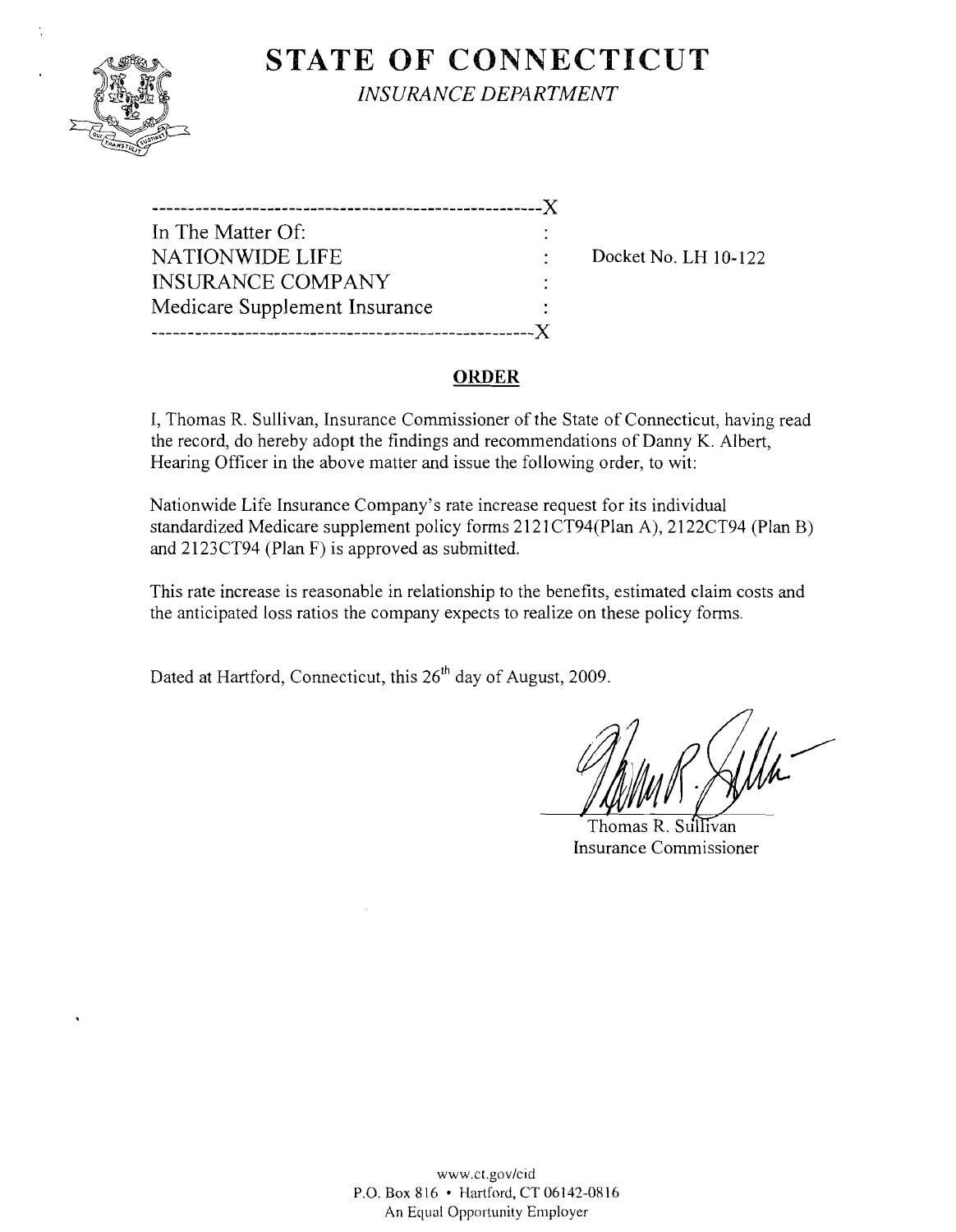# STATE OF CONNECTICUT

*INSURANCE DEPARTMENT*

------------------------------------------------------X
In The Matter Of: :
NATIONWIDE LIFE : Docket No. LH 10-122
INSURANCE COMPANY :
Medicare Supplement Insurance :
------------------------------------------------------X

## ORDER

I, Thomas R. Sullivan, Insurance Commissioner of the State of Connecticut, having read the record, do hereby adopt the findings and recommendations of Danny K. Albert, Hearing Officer in the above matter and issue the following order, to wit:

Nationwide Life Insurance Company's rate increase request for its individual standardized Medicare supplement policy forms 2121CT94(Plan A), 2122CT94 (Plan B) and 2123CT94 (Plan F) is approved as submitted.

This rate increase is reasonable in relationship to the benefits, estimated claim costs and the anticipated loss ratios the company expects to realize on these policy forms.

Dated at Hartford, Connecticut, this 26th day of August, 2009.

Thomas R. Sullivan
Insurance Commissioner

www.ct.gov/cid
P.O. Box 816 • Hartford, CT 06142-0816
An Equal Opportunity Employer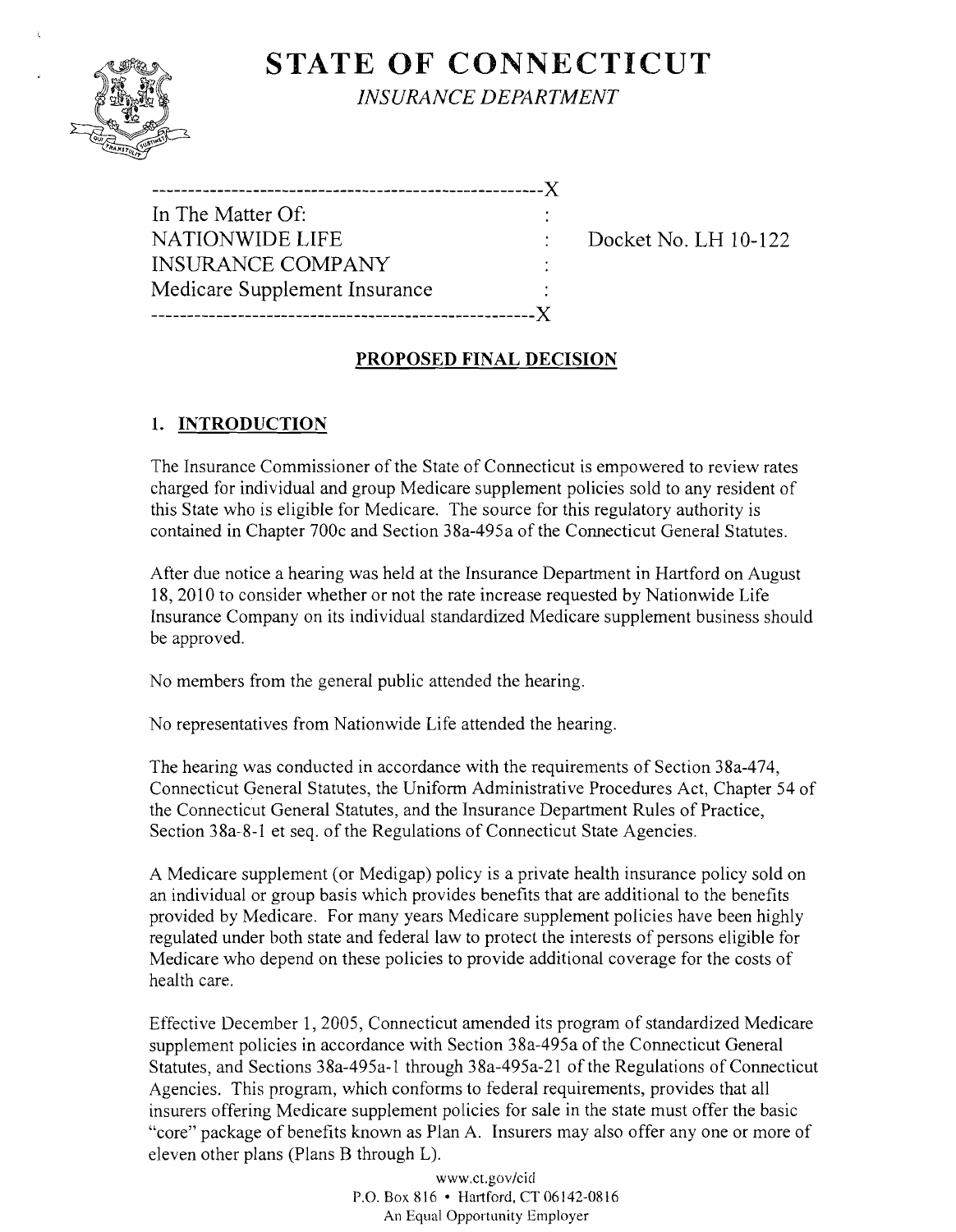# STATE OF CONNECTICUT

*INSURANCE DEPARTMENT*

---------------------------------------------------X

In The Matter Of: :

NATIONWIDE LIFE : Docket No. LH 10-122

INSURANCE COMPANY :

Medicare Supplement Insurance :

---------------------------------------------------X

## PROPOSED FINAL DECISION

### 1. INTRODUCTION

The Insurance Commissioner of the State of Connecticut is empowered to review rates charged for individual and group Medicare supplement policies sold to any resident of this State who is eligible for Medicare. The source for this regulatory authority is contained in Chapter 700c and Section 38a-495a of the Connecticut General Statutes.

After due notice a hearing was held at the Insurance Department in Hartford on August 18, 2010 to consider whether or not the rate increase requested by Nationwide Life Insurance Company on its individual standardized Medicare supplement business should be approved.

No members from the general public attended the hearing.

No representatives from Nationwide Life attended the hearing.

The hearing was conducted in accordance with the requirements of Section 38a-474, Connecticut General Statutes, the Uniform Administrative Procedures Act, Chapter 54 of the Connecticut General Statutes, and the Insurance Department Rules of Practice, Section 38a-8-1 et seq. of the Regulations of Connecticut State Agencies.

A Medicare supplement (or Medigap) policy is a private health insurance policy sold on an individual or group basis which provides benefits that are additional to the benefits provided by Medicare. For many years Medicare supplement policies have been highly regulated under both state and federal law to protect the interests of persons eligible for Medicare who depend on these policies to provide additional coverage for the costs of health care.

Effective December 1, 2005, Connecticut amended its program of standardized Medicare supplement policies in accordance with Section 38a-495a of the Connecticut General Statutes, and Sections 38a-495a-1 through 38a-495a-21 of the Regulations of Connecticut Agencies. This program, which conforms to federal requirements, provides that all insurers offering Medicare supplement policies for sale in the state must offer the basic "core" package of benefits known as Plan A. Insurers may also offer any one or more of eleven other plans (Plans B through L).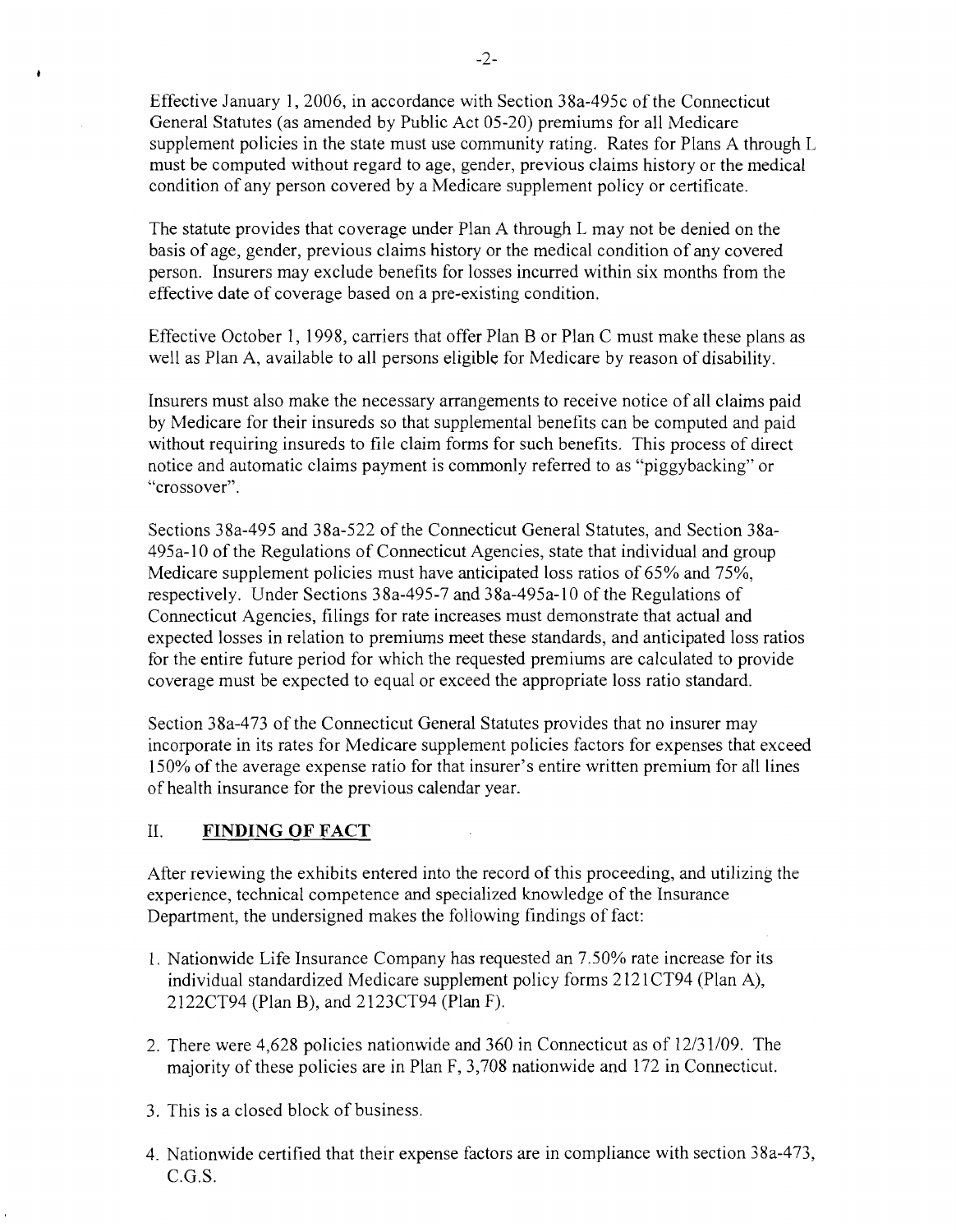Effective January 1, 2006, in accordance with Section 38a-495c of the Connecticut General Statutes (as amended by Public Act 05-20) premiums for all Medicare supplement policies in the state must use community rating. Rates for Plans A through L must be computed without regard to age, gender, previous claims history or the medical condition of any person covered by a Medicare supplement policy or certificate.

The statute provides that coverage under Plan A through L may not be denied on the basis of age, gender, previous claims history or the medical condition of any covered person. Insurers may exclude benefits for losses incurred within six months from the effective date of coverage based on a pre-existing condition.

Effective October 1, 1998, carriers that offer Plan B or Plan C must make these plans as well as Plan A, available to all persons eligible for Medicare by reason of disability.

Insurers must also make the necessary arrangements to receive notice of all claims paid by Medicare for their insureds so that supplemental benefits can be computed and paid without requiring insureds to file claim forms for such benefits. This process of direct notice and automatic claims payment is commonly referred to as "piggybacking" or "crossover".

Sections 38a-495 and 38a-522 of the Connecticut General Statutes, and Section 38a-495a-10 of the Regulations of Connecticut Agencies, state that individual and group Medicare supplement policies must have anticipated loss ratios of 65% and 75%, respectively. Under Sections 38a-495-7 and 38a-495a-10 of the Regulations of Connecticut Agencies, filings for rate increases must demonstrate that actual and expected losses in relation to premiums meet these standards, and anticipated loss ratios for the entire future period for which the requested premiums are calculated to provide coverage must be expected to equal or exceed the appropriate loss ratio standard.

Section 38a-473 of the Connecticut General Statutes provides that no insurer may incorporate in its rates for Medicare supplement policies factors for expenses that exceed 150% of the average expense ratio for that insurer's entire written premium for all lines of health insurance for the previous calendar year.

## II. FINDING OF FACT

After reviewing the exhibits entered into the record of this proceeding, and utilizing the experience, technical competence and specialized knowledge of the Insurance Department, the undersigned makes the following findings of fact:

1. Nationwide Life Insurance Company has requested an 7.50% rate increase for its individual standardized Medicare supplement policy forms 2121CT94 (Plan A), 2122CT94 (Plan B), and 2123CT94 (Plan F).

2. There were 4,628 policies nationwide and 360 in Connecticut as of 12/31/09. The majority of these policies are in Plan F, 3,708 nationwide and 172 in Connecticut.

3. This is a closed block of business.

4. Nationwide certified that their expense factors are in compliance with section 38a-473, C.G.S.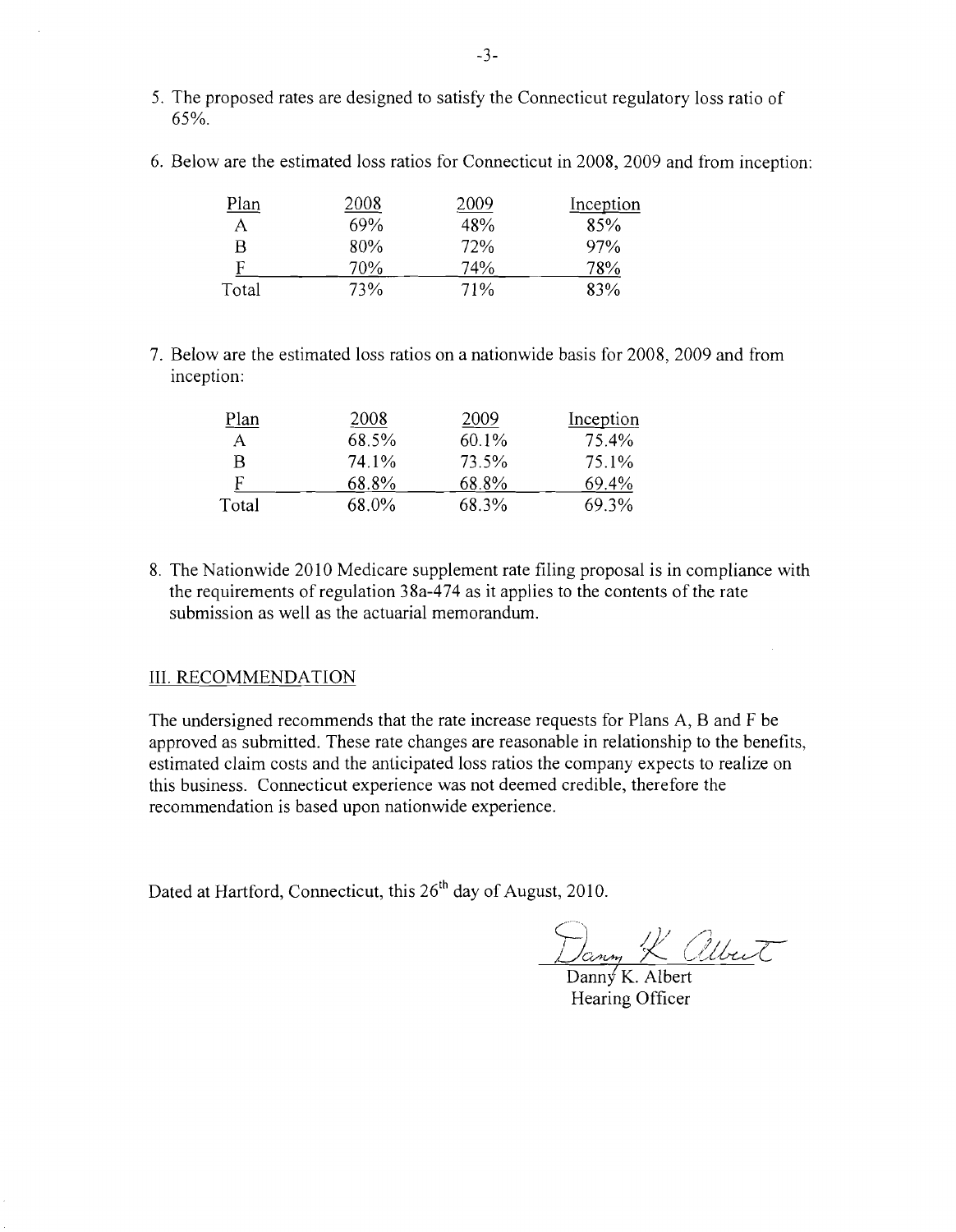5. The proposed rates are designed to satisfy the Connecticut regulatory loss ratio of 65%.

6. Below are the estimated loss ratios for Connecticut in 2008, 2009 and from inception:

| Plan | 2008 | 2009 | Inception |
|---|---|---|---|
| A | 69% | 48% | 85% |
| B | 80% | 72% | 97% |
| F | 70% | 74% | 78% |
| Total | 73% | 71% | 83% |

7. Below are the estimated loss ratios on a nationwide basis for 2008, 2009 and from inception:

| Plan | 2008 | 2009 | Inception |
|---|---|---|---|
| A | 68.5% | 60.1% | 75.4% |
| B | 74.1% | 73.5% | 75.1% |
| F | 68.8% | 68.8% | 69.4% |
| Total | 68.0% | 68.3% | 69.3% |

8. The Nationwide 2010 Medicare supplement rate filing proposal is in compliance with the requirements of regulation 38a-474 as it applies to the contents of the rate submission as well as the actuarial memorandum.

## III. RECOMMENDATION

The undersigned recommends that the rate increase requests for Plans A, B and F be approved as submitted. These rate changes are reasonable in relationship to the benefits, estimated claim costs and the anticipated loss ratios the company expects to realize on this business. Connecticut experience was not deemed credible, therefore the recommendation is based upon nationwide experience.

Dated at Hartford, Connecticut, this 26th day of August, 2010.

Danny K. Albert
Hearing Officer